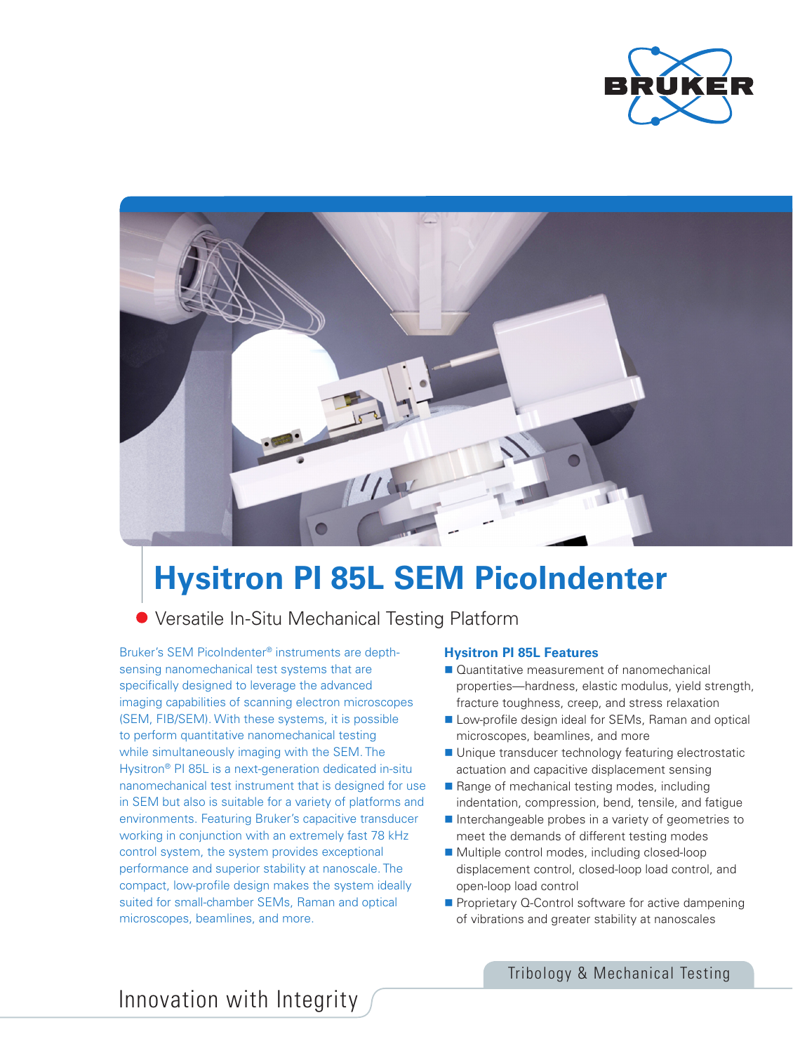# Hysitron PI 85L SEM PicoIndenter

Versatile In-Situ Mechanical Testing Platform

Bruker's SEM PicoIndenter® instruments are depth-sensing nanomechanical test systems that are specifically designed to leverage the advanced imaging capabilities of scanning electron microscopes (SEM, FIB/SEM). With these systems, it is possible to perform quantitative nanomechanical testing while simultaneously imaging with the SEM. The Hysitron® PI 85L is a next-generation dedicated in-situ nanomechanical test instrument that is designed for use in SEM but also is suitable for a variety of platforms and environments. Featuring Bruker's capacitive transducer working in conjunction with an extremely fast 78 kHz control system, the system provides exceptional performance and superior stability at nanoscale. The compact, low-profile design makes the system ideally suited for small-chamber SEMs, Raman and optical microscopes, beamlines, and more.

### Hysitron PI 85L Features

- Quantitative measurement of nanomechanical properties—hardness, elastic modulus, yield strength, fracture toughness, creep, and stress relaxation
- Low-profile design ideal for SEMs, Raman and optical microscopes, beamlines, and more
- Unique transducer technology featuring electrostatic actuation and capacitive displacement sensing
- Range of mechanical testing modes, including indentation, compression, bend, tensile, and fatigue
- Interchangeable probes in a variety of geometries to meet the demands of different testing modes
- Multiple control modes, including closed-loop displacement control, closed-loop load control, and open-loop load control
- Proprietary Q-Control software for active dampening of vibrations and greater stability at nanoscales

Tribology & Mechanical Testing

Innovation with Integrity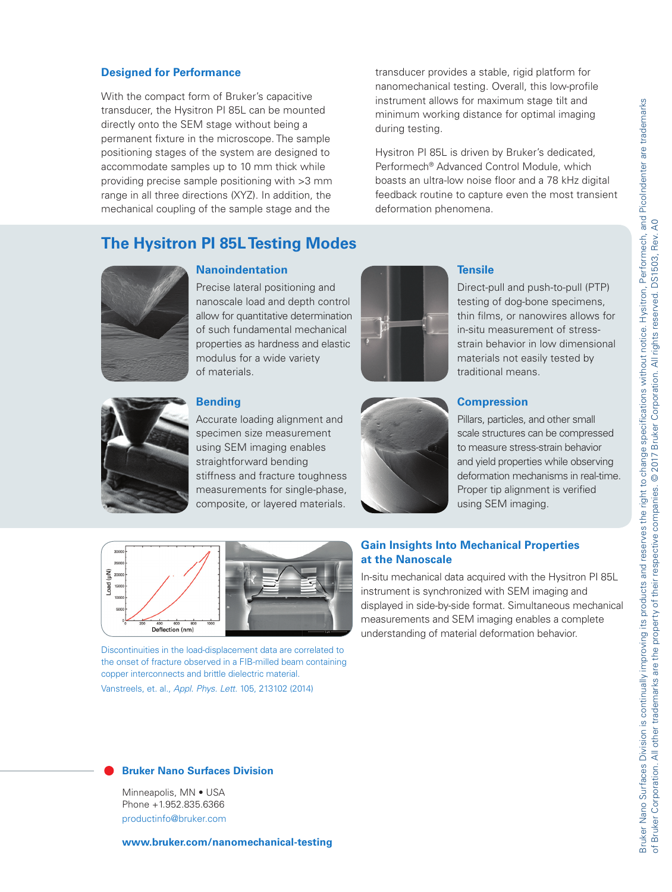## Designed for Performance

With the compact form of Bruker's capacitive transducer, the Hysitron PI 85L can be mounted directly onto the SEM stage without being a permanent fixture in the microscope. The sample positioning stages of the system are designed to accommodate samples up to 10 mm thick while providing precise sample positioning with >3 mm range in all three directions (XYZ). In addition, the mechanical coupling of the sample stage and the transducer provides a stable, rigid platform for nanomechanical testing. Overall, this low-profile instrument allows for maximum stage tilt and minimum working distance for optimal imaging during testing.

Hysitron PI 85L is driven by Bruker's dedicated, Performech® Advanced Control Module, which boasts an ultra-low noise floor and a 78 kHz digital feedback routine to capture even the most transient deformation phenomena.

## The Hysitron PI 85L Testing Modes

### Nanoindentation

Precise lateral positioning and nanoscale load and depth control allow for quantitative determination of such fundamental mechanical properties as hardness and elastic modulus for a wide variety of materials.

### Tensile

Direct-pull and push-to-pull (PTP) testing of dog-bone specimens, thin films, or nanowires allows for in-situ measurement of stress-strain behavior in low dimensional materials not easily tested by traditional means.

### Bending

Accurate loading alignment and specimen size measurement using SEM imaging enables straightforward bending stiffness and fracture toughness measurements for single-phase, composite, or layered materials.

### Compression

Pillars, particles, and other small scale structures can be compressed to measure stress-strain behavior and yield properties while observing deformation mechanisms in real-time. Proper tip alignment is verified using SEM imaging.

Load (µN)
30000
25000
20000
15000
10000
5000
0
0 200 400 600 800 1000
Deflection (nm)

Discontinuities in the load-displacement data are correlated to the onset of fracture observed in a FIB-milled beam containing copper interconnects and brittle dielectric material.

Vanstreels, et. al., *Appl. Phys. Lett.* 105, 213102 (2014)

## Gain Insights Into Mechanical Properties at the Nanoscale

In-situ mechanical data acquired with the Hysitron PI 85L instrument is synchronized with SEM imaging and displayed in side-by-side format. Simultaneous mechanical measurements and SEM imaging enables a complete understanding of material deformation behavior.

**Bruker Nano Surfaces Division**

Minneapolis, MN • USA
Phone +1.952.835.6366
productinfo@bruker.com

**www.bruker.com/nanomechanical-testing**

Bruker Nano Surfaces Division is continually improving its products and reserves the right to change specifications without notice. Hysitron, Performech, and PicoIndenter are trademarks of Bruker Corporation. All other trademarks are the property of their respective companies. © 2017 Bruker Corporation. All rights reserved. DS1503, Rev. A0